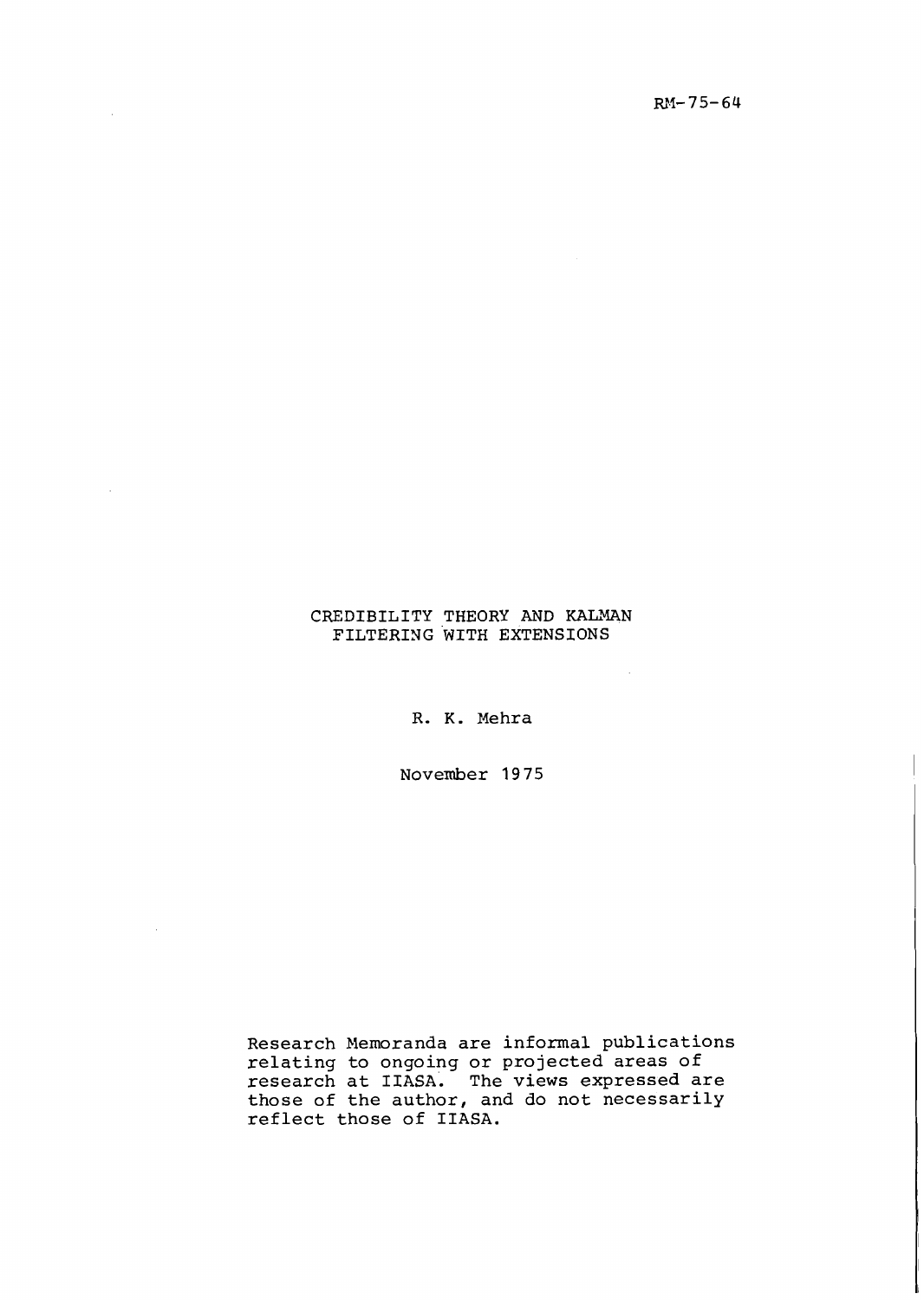RM-75-64

# CREDIBILITY THEORY AND KALMAN FILTERING WITH EXTENSIONS

R. K. Mehra

November 1975

Research Memoranda are informal publications relating to ongoing or projected areas of research at IIASA. The views expressed are those of the author, and do not necessarily reflect those of IIASA.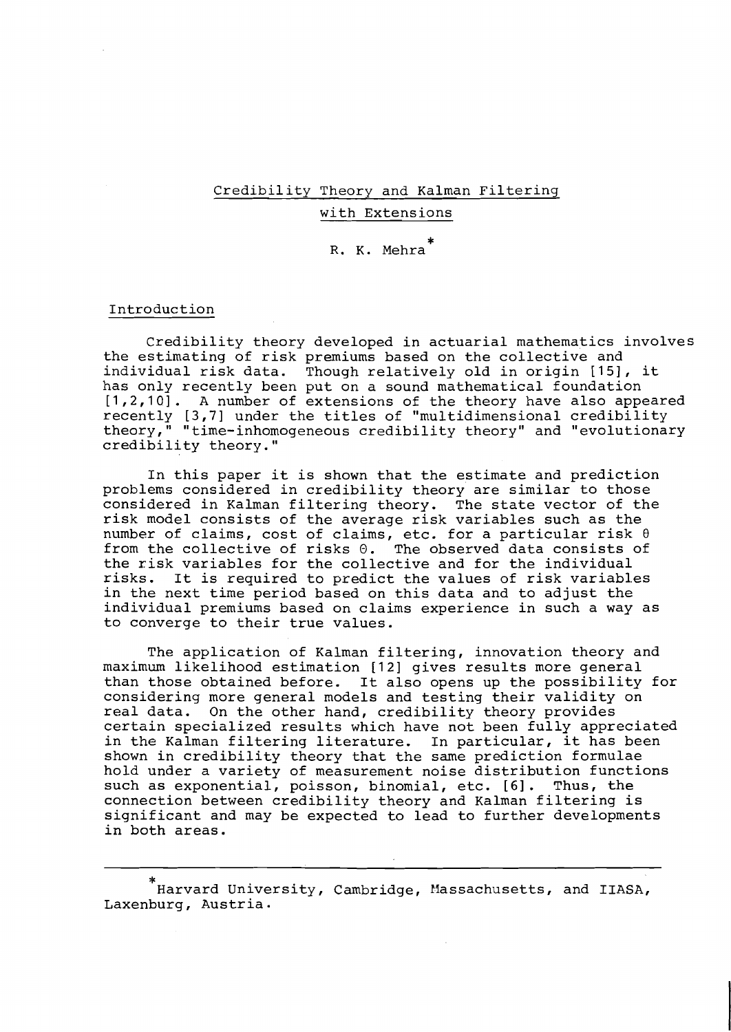# Credibility Theory and Kalman Filtering with Extensions

R. K. Mehra*

## Introduction

Credibility theory developed in actuarial mathematics involves the estimating of risk premiums based on the collective and individual risk data. Though relatively old in origin [15], it has only recently been put on a sound mathematical foundation [1,2,10]. A number of extensions of the theory have also appeared recently [3,7] under the titles of "multidimensional credibility theory," "time-inhomogeneous credibility theory" and "evolutionary credibility theory."

In this paper it is shown that the estimate and prediction problems considered in credibility theory are similar to those considered in Kalman filtering theory. The state vector of the risk model consists of the average risk variables such as the number of claims, cost of claims, etc. for a particular risk $\theta$ from the collective of risks $\Theta$. The observed data consists of the risk variables for the collective and for the individual risks. It is required to predict the values of risk variables in the next time period based on this data and to adjust the individual premiums based on claims experience in such a way as to converge to their true values.

The application of Kalman filtering, innovation theory and maximum likelihood estimation [12] gives results more general than those obtained before. It also opens up the possibility for considering more general models and testing their validity on real data. On the other hand, credibility theory provides certain specialized results which have not been fully appreciated in the Kalman filtering literature. In particular, it has been shown in credibility theory that the same prediction formulae hold under a variety of measurement noise distribution functions such as exponential, poisson, binomial, etc. [6]. Thus, the connection between credibility theory and Kalman filtering is significant and may be expected to lead to further developments in both areas.

---

*Harvard University, Cambridge, Massachusetts, and IIASA, Laxenburg, Austria.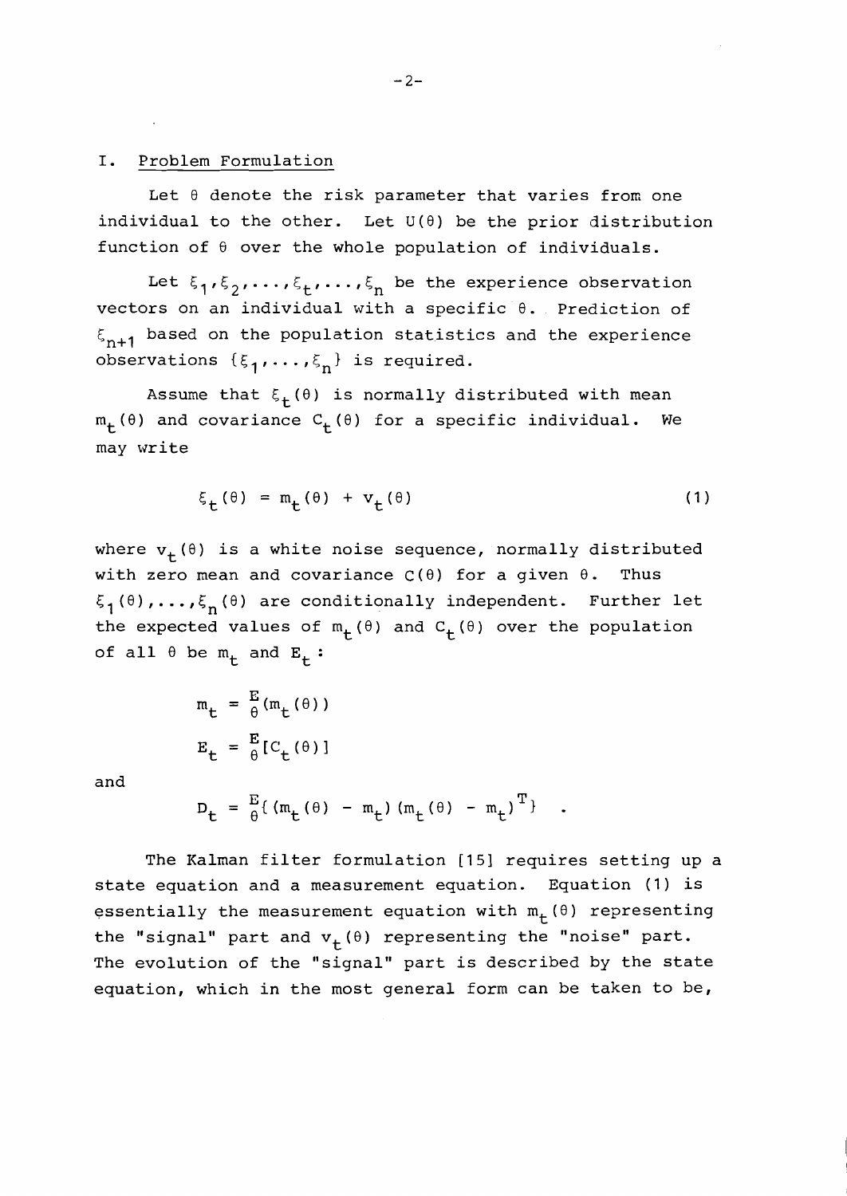## I. Problem Formulation

Let $\theta$ denote the risk parameter that varies from one individual to the other. Let $U(\theta)$ be the prior distribution function of $\theta$ over the whole population of individuals.

Let $\xi_1, \xi_2, \ldots, \xi_t, \ldots, \xi_n$ be the experience observation vectors on an individual with a specific $\theta$. Prediction of $\xi_{n+1}$ based on the population statistics and the experience observations $\{\xi_1, \ldots, \xi_n\}$ is required.

Assume that $\xi_t(\theta)$ is normally distributed with mean $m_t(\theta)$ and covariance $C_t(\theta)$ for a specific individual. We may write

$$\xi_t(\theta) = m_t(\theta) + v_t(\theta) \tag{1}$$

where $v_t(\theta)$ is a white noise sequence, normally distributed with zero mean and covariance $C(\theta)$ for a given $\theta$. Thus $\xi_1(\theta), \ldots, \xi_n(\theta)$ are conditionally independent. Further let the expected values of $m_t(\theta)$ and $C_t(\theta)$ over the population of all $\theta$ be $m_t$ and $E_t$:

$$m_t = \underset{\theta}{E}(m_t(\theta))$$

$$E_t = \underset{\theta}{E}[C_t(\theta)]$$

and

$$D_t = \underset{\theta}{E}\{(m_t(\theta) - m_t)(m_t(\theta) - m_t)^T\} \quad .$$

The Kalman filter formulation [15] requires setting up a state equation and a measurement equation. Equation (1) is essentially the measurement equation with $m_t(\theta)$ representing the "signal" part and $v_t(\theta)$ representing the "noise" part. The evolution of the "signal" part is described by the state equation, which in the most general form can be taken to be,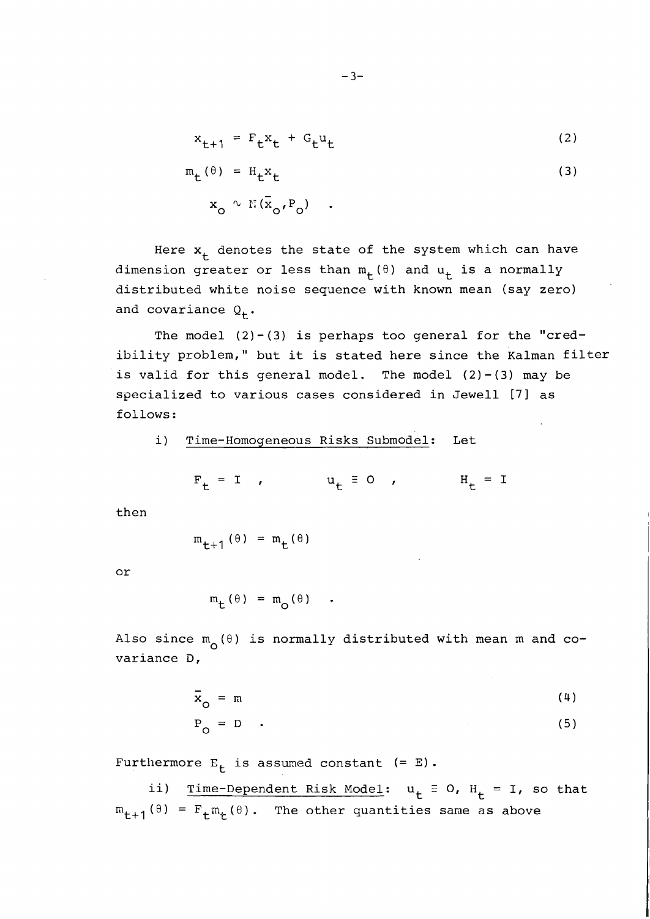$$x_{t+1} = F_t x_t + G_t u_t \tag{2}$$

$$m_t(\theta) = H_t x_t \tag{3}$$

$$x_o \sim N(\bar{x}_o, P_o) \quad .$$

Here $x_t$ denotes the state of the system which can have dimension greater or less than $m_t(\theta)$ and $u_t$ is a normally distributed white noise sequence with known mean (say zero) and covariance $Q_t$.

The model (2)-(3) is perhaps too general for the "credibility problem," but it is stated here since the Kalman filter is valid for this general model. The model (2)-(3) may be specialized to various cases considered in Jewell [7] as follows:

i) Time-Homogeneous Risks Submodel: Let

$$F_t = I \quad , \qquad u_t \equiv 0 \quad , \qquad H_t = I$$

then

$$m_{t+1}(\theta) = m_t(\theta)$$

or

$$m_t(\theta) = m_o(\theta) \quad .$$

Also since $m_o(\theta)$ is normally distributed with mean $m$ and covariance $D$,

$$\bar{x}_o = m \tag{4}$$

$$P_o = D \quad . \tag{5}$$

Furthermore $E_t$ is assumed constant (= E).

ii) Time-Dependent Risk Model: $u_t \equiv 0$, $H_t = I$, so that $m_{t+1}(\theta) = F_t m_t(\theta)$. The other quantities same as above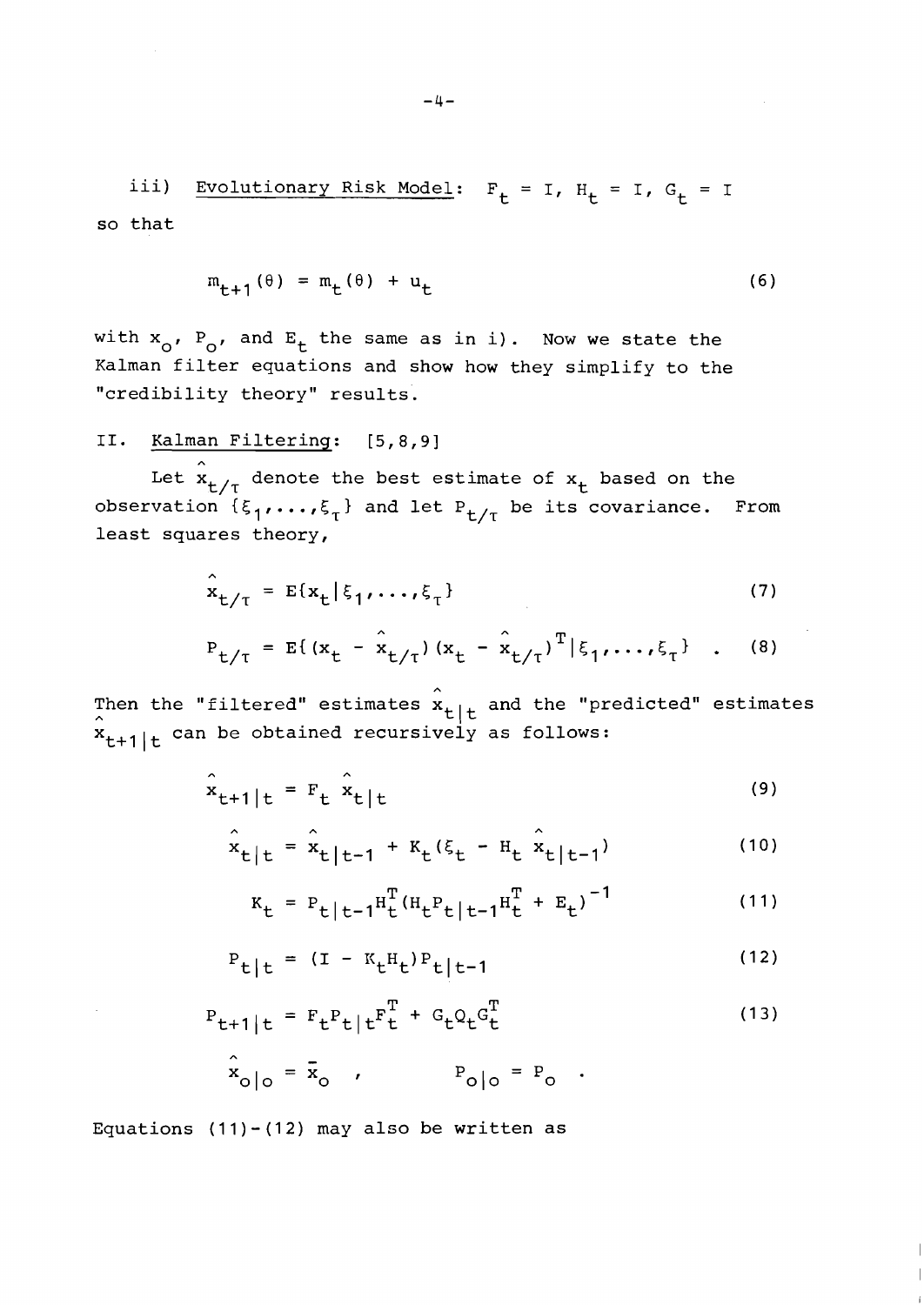iii) <u>Evolutionary Risk Model</u>: $F_t = I$, $H_t = I$, $G_t = I$ so that

$$m_{t+1}(\theta) = m_t(\theta) + u_t \tag{6}$$

with $x_o$, $P_o$, and $E_t$ the same as in i). Now we state the Kalman filter equations and show how they simplify to the "credibility theory" results.

## II. <u>Kalman Filtering</u>: [5,8,9]

Let $\hat{x}_{t/\tau}$ denote the best estimate of $x_t$ based on the observation $\{\xi_1,\ldots,\xi_\tau\}$ and let $P_{t/\tau}$ be its covariance. From least squares theory,

$$\hat{x}_{t/\tau} = E\{x_t | \xi_1,\ldots,\xi_\tau\} \tag{7}$$

$$P_{t/\tau} = E\{(x_t - \hat{x}_{t/\tau})(x_t - \hat{x}_{t/\tau})^T | \xi_1,\ldots,\xi_\tau\} \quad . \tag{8}$$

Then the "filtered" estimates $\hat{x}_{t|t}$ and the "predicted" estimates $\hat{x}_{t+1|t}$ can be obtained recursively as follows:

$$\hat{x}_{t+1|t} = F_t \hat{x}_{t|t} \tag{9}$$

$$\hat{x}_{t|t} = \hat{x}_{t|t-1} + K_t(\xi_t - H_t \hat{x}_{t|t-1}) \tag{10}$$

$$K_t = P_{t|t-1}H_t^T(H_t P_{t|t-1} H_t^T + E_t)^{-1} \tag{11}$$

$$P_{t|t} = (I - K_t H_t)P_{t|t-1} \tag{12}$$

$$P_{t+1|t} = F_t P_{t|t} F_t^T + G_t Q_t G_t^T \tag{13}$$

$$\hat{x}_{o|o} = \bar{x}_o \quad , \qquad P_{o|o} = P_o \quad .$$

Equations (11)-(12) may also be written as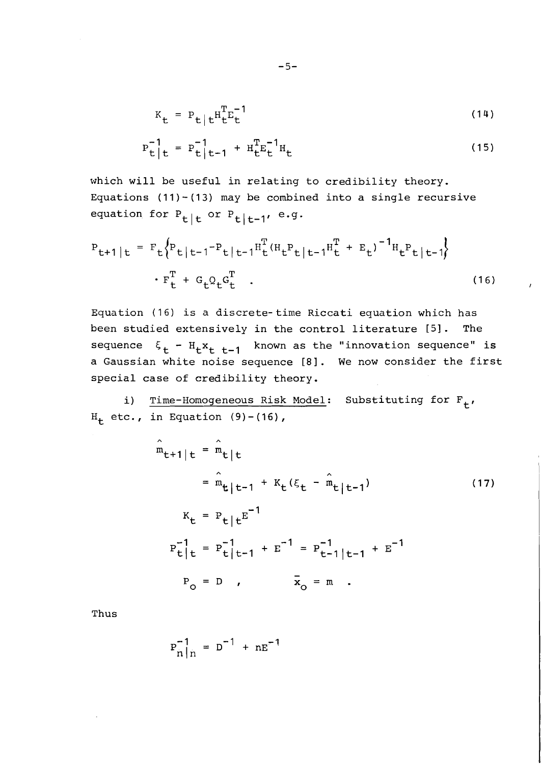$$K_t = P_{t|t} H_t^T E_t^{-1} \tag{14}$$

$$P_{t|t}^{-1} = P_{t|t-1}^{-1} + H_t^T E_t^{-1} H_t \tag{15}$$

which will be useful in relating to credibility theory. Equations (11)-(13) may be combined into a single recursive equation for $P_{t|t}$ or $P_{t|t-1}$, e.g.

$$P_{t+1|t} = F_t \left\{ P_{t|t-1} - P_{t|t-1} H_t^T (H_t P_{t|t-1} H_t^T + E_t)^{-1} H_t P_{t|t-1} \right\} \cdot F_t^T + G_t Q_t G_t^T \quad . \tag{16}$$

Equation (16) is a discrete-time Riccati equation which has been studied extensively in the control literature [5]. The sequence $\xi_t - H_t x_{t\ t-1}$ known as the "innovation sequence" is a Gaussian white noise sequence [8]. We now consider the first special case of credibility theory.

i) Time-Homogeneous Risk Model: Substituting for $F_t$, $H_t$ etc., in Equation (9)-(16),

$$\begin{aligned} \hat{m}_{t+1|t} &= \hat{m}_{t|t} \\ &= \hat{m}_{t|t-1} + K_t(\xi_t - \hat{m}_{t|t-1}) \end{aligned} \tag{17}$$

$$K_t = P_{t|t} E^{-1}$$

$$P_{t|t}^{-1} = P_{t|t-1}^{-1} + E^{-1} = P_{t-1|t-1}^{-1} + E^{-1}$$

$$P_o = D \quad , \qquad \bar{x}_o = m \quad .$$

Thus

$$P_{n|n}^{-1} = D^{-1} + nE^{-1}$$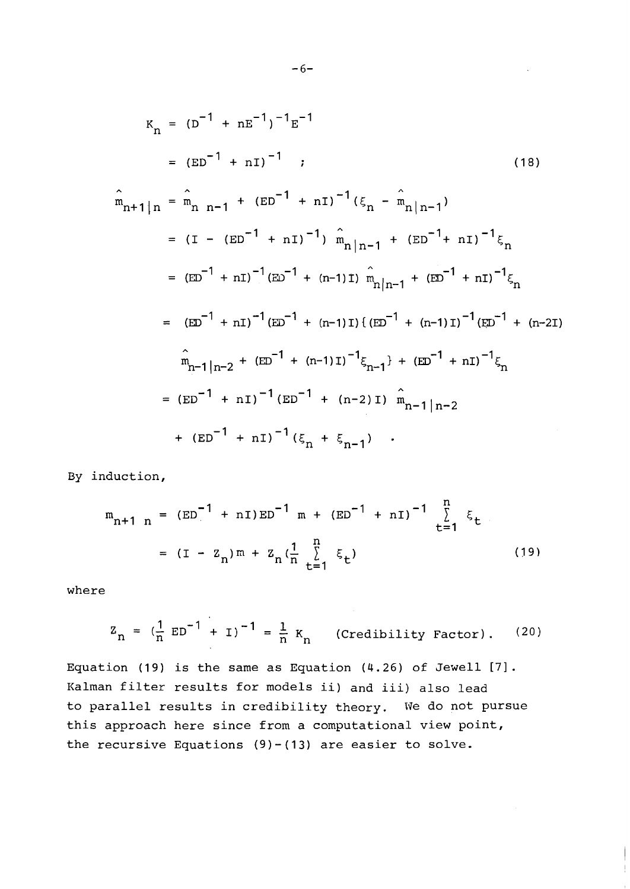$$
\begin{aligned}
K_n &= (D^{-1} + nE^{-1})^{-1}E^{-1} \\
&= (ED^{-1} + nI)^{-1} \quad ; \qquad\qquad (18) \\
\hat{m}_{n+1|n} &= \hat{m}_{n\ n-1} + (ED^{-1} + nI)^{-1}(\xi_n - \hat{m}_{n|n-1}) \\
&= (I - (ED^{-1} + nI)^{-1})\ \hat{m}_{n|n-1} + (ED^{-1} + nI)^{-1}\xi_n \\
&= (ED^{-1} + nI)^{-1}(ED^{-1} + (n-1)I)\ \hat{m}_{n|n-1} + (ED^{-1} + nI)^{-1}\xi_n \\
&= (ED^{-1} + nI)^{-1}(ED^{-1} + (n-1)I)\{(ED^{-1} + (n-1)I)^{-1}(ED^{-1} + (n-2I) \\
&\qquad \hat{m}_{n-1|n-2} + (ED^{-1} + (n-1)I)^{-1}\xi_{n-1}\} + (ED^{-1} + nI)^{-1}\xi_n \\
&= (ED^{-1} + nI)^{-1}(ED^{-1} + (n-2)I)\ \hat{m}_{n-1|n-2} \\
&\qquad + (ED^{-1} + nI)^{-1}(\xi_n + \xi_{n-1}) \quad .
\end{aligned}
$$

By induction,

$$
\begin{aligned}
m_{n+1\ n} &= (ED^{-1} + nI)ED^{-1}\ m + (ED^{-1} + nI)^{-1} \sum_{t=1}^{n} \xi_t \\
&= (I - Z_n)m + Z_n(\frac{1}{n} \sum_{t=1}^{n} \xi_t) \qquad\qquad (19)
\end{aligned}
$$

where

$$
Z_n = (\frac{1}{n}\ ED^{-1} + I)^{-1} = \frac{1}{n}\ K_n \quad \text{(Credibility Factor)}. \qquad (20)
$$

Equation (19) is the same as Equation (4.26) of Jewell [7]. Kalman filter results for models ii) and iii) also lead to parallel results in credibility theory. We do not pursue this approach here since from a computational view point, the recursive Equations (9)-(13) are easier to solve.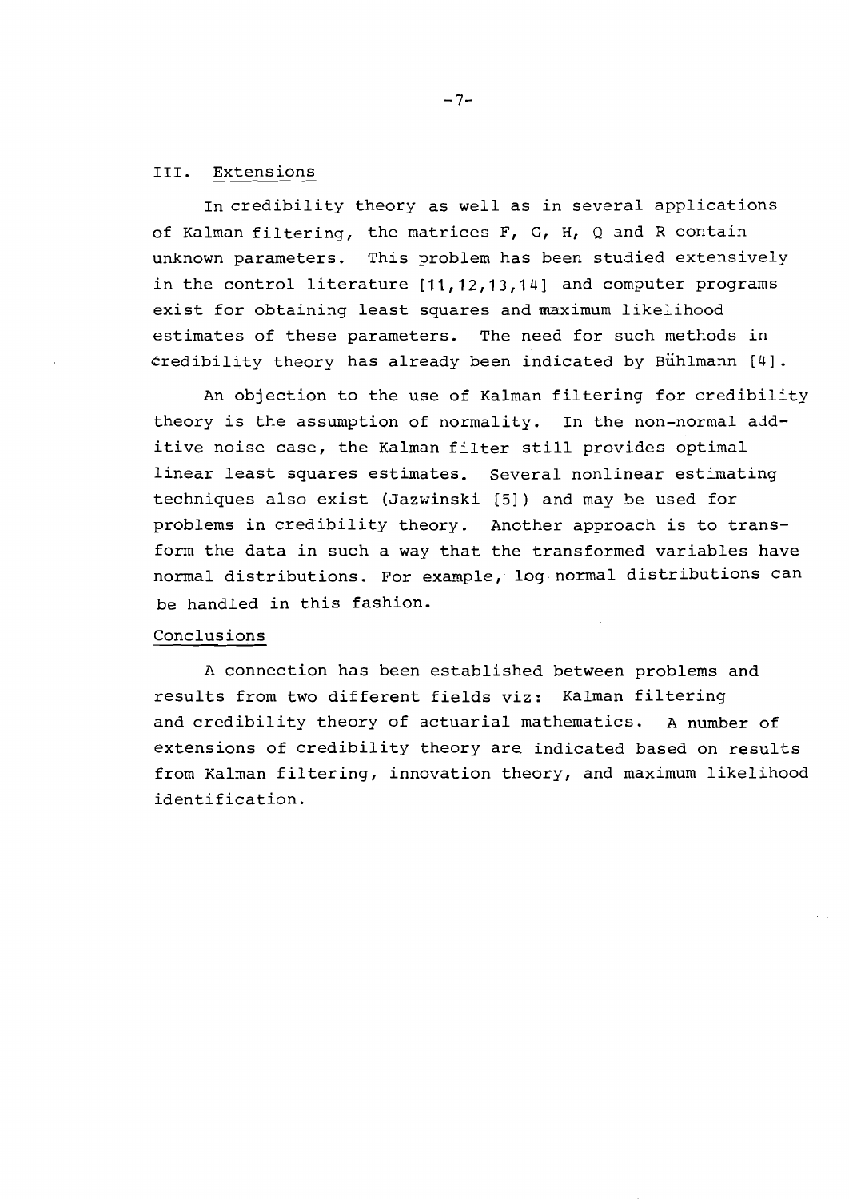## III. Extensions

In credibility theory as well as in several applications of Kalman filtering, the matrices F, G, H, Q and R contain unknown parameters. This problem has been studied extensively in the control literature [11,12,13,14] and computer programs exist for obtaining least squares and maximum likelihood estimates of these parameters. The need for such methods in credibility theory has already been indicated by Bühlmann [4].

An objection to the use of Kalman filtering for credibility theory is the assumption of normality. In the non-normal additive noise case, the Kalman filter still provides optimal linear least squares estimates. Several nonlinear estimating techniques also exist (Jazwinski [5]) and may be used for problems in credibility theory. Another approach is to transform the data in such a way that the transformed variables have normal distributions. For example, log normal distributions can be handled in this fashion.

## Conclusions

A connection has been established between problems and results from two different fields viz: Kalman filtering and credibility theory of actuarial mathematics. A number of extensions of credibility theory are indicated based on results from Kalman filtering, innovation theory, and maximum likelihood identification.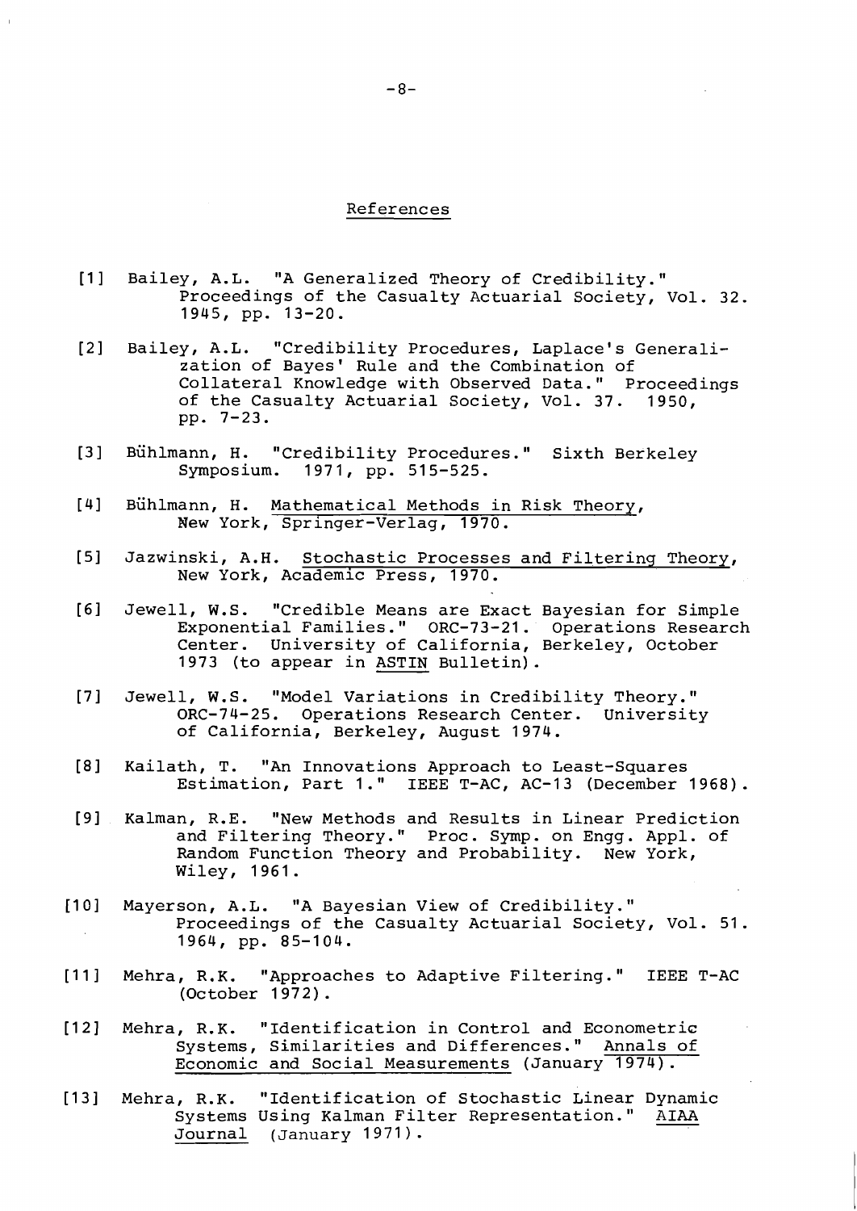## References

[1] Bailey, A.L. "A Generalized Theory of Credibility." Proceedings of the Casualty Actuarial Society, Vol. 32. 1945, pp. 13-20.

[2] Bailey, A.L. "Credibility Procedures, Laplace's Generalization of Bayes' Rule and the Combination of Collateral Knowledge with Observed Data." Proceedings of the Casualty Actuarial Society, Vol. 37. 1950, pp. 7-23.

[3] Bühlmann, H. "Credibility Procedures." Sixth Berkeley Symposium. 1971, pp. 515-525.

[4] Bühlmann, H. Mathematical Methods in Risk Theory, New York, Springer-Verlag, 1970.

[5] Jazwinski, A.H. Stochastic Processes and Filtering Theory, New York, Academic Press, 1970.

[6] Jewell, W.S. "Credible Means are Exact Bayesian for Simple Exponential Families." ORC-73-21. Operations Research Center. University of California, Berkeley, October 1973 (to appear in ASTIN Bulletin).

[7] Jewell, W.S. "Model Variations in Credibility Theory." ORC-74-25. Operations Research Center. University of California, Berkeley, August 1974.

[8] Kailath, T. "An Innovations Approach to Least-Squares Estimation, Part 1." IEEE T-AC, AC-13 (December 1968).

[9] Kalman, R.E. "New Methods and Results in Linear Prediction and Filtering Theory." Proc. Symp. on Engg. Appl. of Random Function Theory and Probability. New York, Wiley, 1961.

[10] Mayerson, A.L. "A Bayesian View of Credibility." Proceedings of the Casualty Actuarial Society, Vol. 51. 1964, pp. 85-104.

[11] Mehra, R.K. "Approaches to Adaptive Filtering." IEEE T-AC (October 1972).

[12] Mehra, R.K. "Identification in Control and Econometric Systems, Similarities and Differences." Annals of Economic and Social Measurements (January 1974).

[13] Mehra, R.K. "Identification of Stochastic Linear Dynamic Systems Using Kalman Filter Representation." AIAA Journal (January 1971).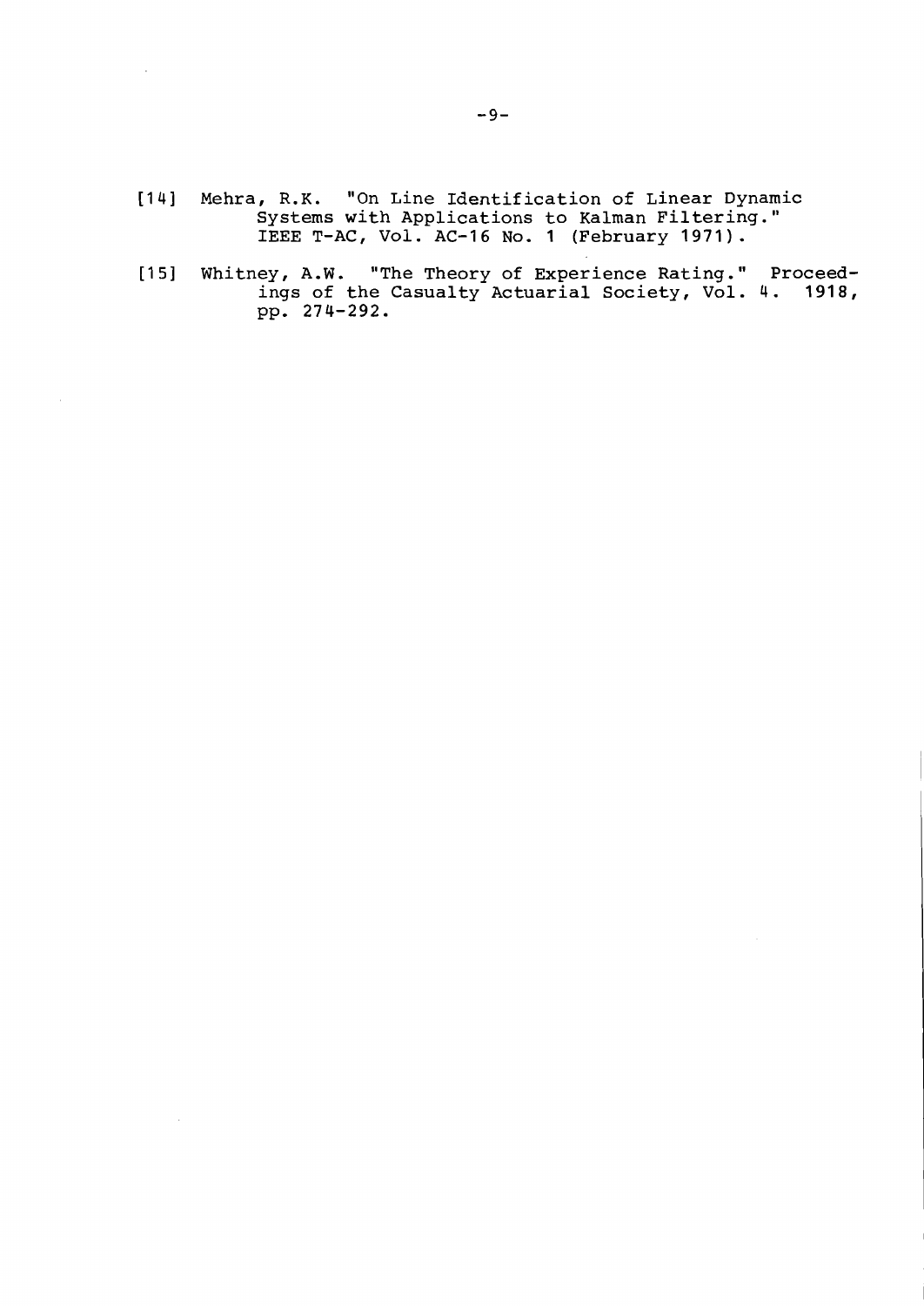[14] Mehra, R.K. "On Line Identification of Linear Dynamic Systems with Applications to Kalman Filtering." IEEE T-AC, Vol. AC-16 No. 1 (February 1971).

[15] Whitney, A.W. "The Theory of Experience Rating." Proceedings of the Casualty Actuarial Society, Vol. 4. 1918, pp. 274-292.